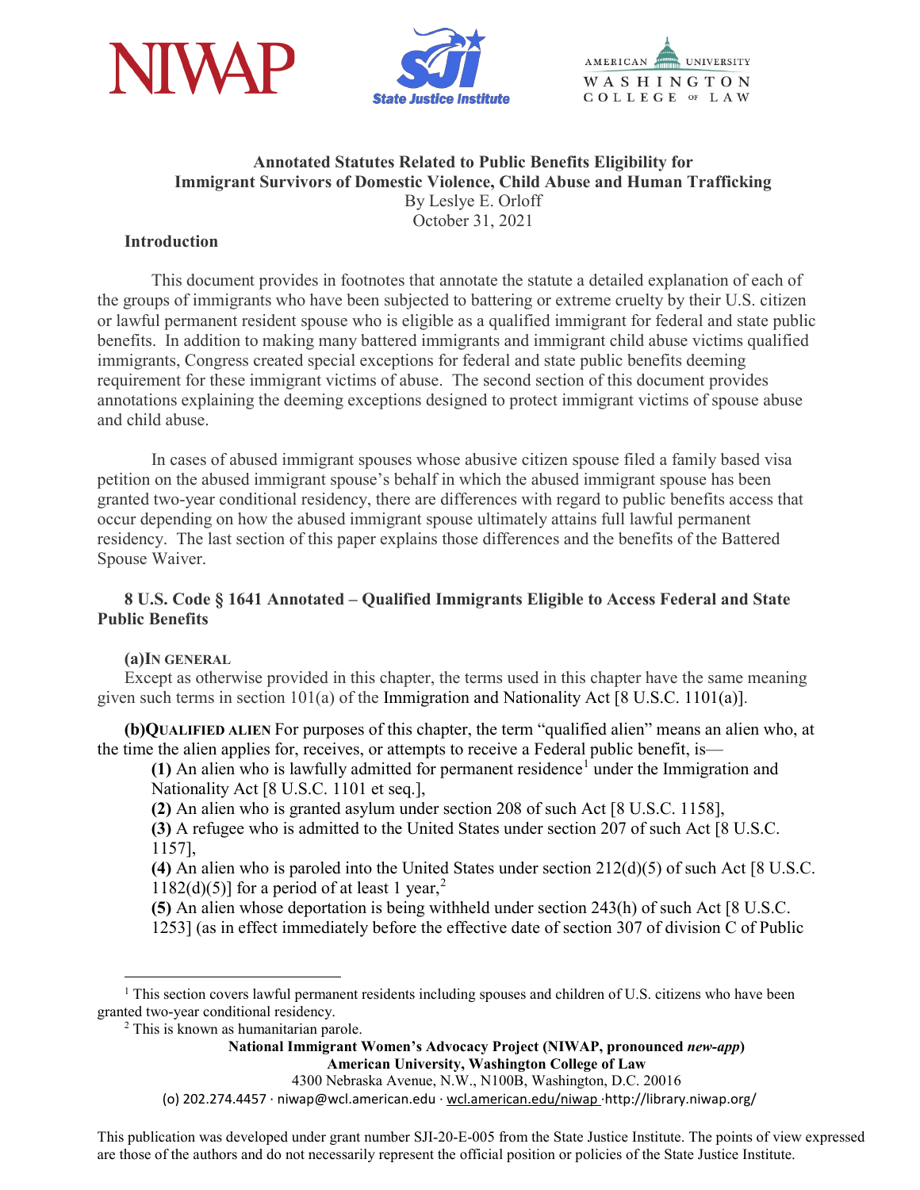**Annotated Statutes Related to Public Benefits Eligibility for Immigrant Survivors of Domestic Violence, Child Abuse and Human Trafficking**

By Leslye E. Orloff

October 31, 2021

## Introduction

This document provides in footnotes that annotate the statute a detailed explanation of each of the groups of immigrants who have been subjected to battering or extreme cruelty by their U.S. citizen or lawful permanent resident spouse who is eligible as a qualified immigrant for federal and state public benefits. In addition to making many battered immigrants and immigrant child abuse victims qualified immigrants, Congress created special exceptions for federal and state public benefits deeming requirement for these immigrant victims of abuse. The second section of this document provides annotations explaining the deeming exceptions designed to protect immigrant victims of spouse abuse and child abuse.

In cases of abused immigrant spouses whose abusive citizen spouse filed a family based visa petition on the abused immigrant spouse's behalf in which the abused immigrant spouse has been granted two-year conditional residency, there are differences with regard to public benefits access that occur depending on how the abused immigrant spouse ultimately attains full lawful permanent residency. The last section of this paper explains those differences and the benefits of the Battered Spouse Waiver.

## 8 U.S. Code § 1641 Annotated – Qualified Immigrants Eligible to Access Federal and State Public Benefits

**(a) In general**

Except as otherwise provided in this chapter, the terms used in this chapter have the same meaning given such terms in section 101(a) of the Immigration and Nationality Act [8 U.S.C. 1101(a)].

**(b) Qualified alien** For purposes of this chapter, the term "qualified alien" means an alien who, at the time the alien applies for, receives, or attempts to receive a Federal public benefit, is—

**(1)** An alien who is lawfully admitted for permanent residence[1] under the Immigration and Nationality Act [8 U.S.C. 1101 et seq.],

**(2)** An alien who is granted asylum under section 208 of such Act [8 U.S.C. 1158],

**(3)** A refugee who is admitted to the United States under section 207 of such Act [8 U.S.C. 1157],

**(4)** An alien who is paroled into the United States under section 212(d)(5) of such Act [8 U.S.C. 1182(d)(5)] for a period of at least 1 year,[2]

**(5)** An alien whose deportation is being withheld under section 243(h) of such Act [8 U.S.C. 1253] (as in effect immediately before the effective date of section 307 of division C of Public

---

[1] This section covers lawful permanent residents including spouses and children of U.S. citizens who have been granted two-year conditional residency.

[2] This is known as humanitarian parole.

**National Immigrant Women's Advocacy Project (NIWAP, pronounced *new-app*)**
**American University, Washington College of Law**
4300 Nebraska Avenue, N.W., N100B, Washington, D.C. 20016
(o) 202.274.4457 · niwap@wcl.american.edu · wcl.american.edu/niwap ·http://library.niwap.org/

This publication was developed under grant number SJI-20-E-005 from the State Justice Institute. The points of view expressed are those of the authors and do not necessarily represent the official position or policies of the State Justice Institute.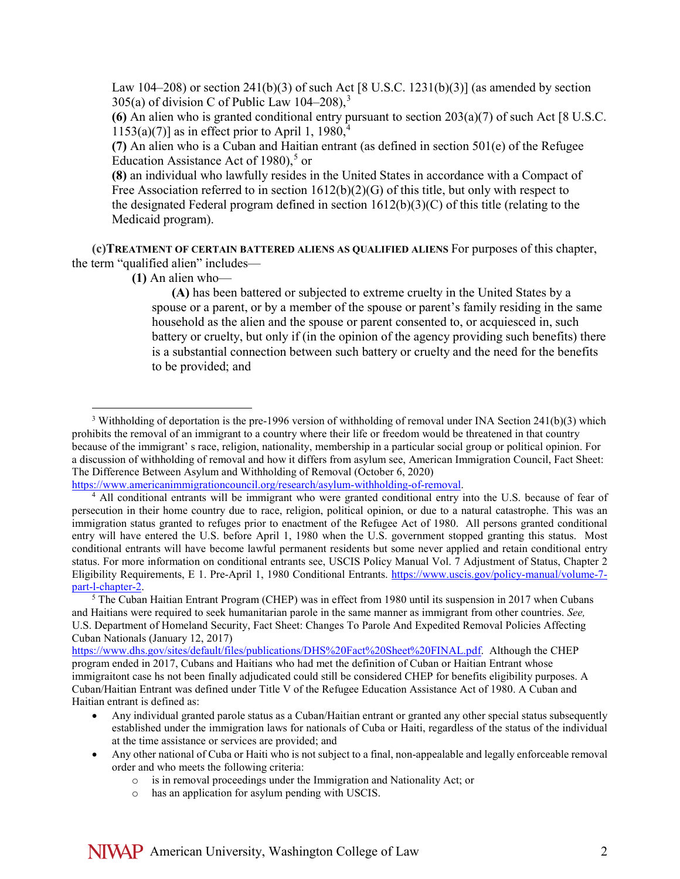Law 104–208) or section 241(b)(3) of such Act [8 U.S.C. 1231(b)(3)] (as amended by section 305(a) of division C of Public Law 104–208),[3]

**(6)** An alien who is granted conditional entry pursuant to section 203(a)(7) of such Act [8 U.S.C. 1153(a)(7)] as in effect prior to April 1, 1980,[4]

**(7)** An alien who is a Cuban and Haitian entrant (as defined in section 501(e) of the Refugee Education Assistance Act of 1980),[5] or

**(8)** an individual who lawfully resides in the United States in accordance with a Compact of Free Association referred to in section 1612(b)(2)(G) of this title, but only with respect to the designated Federal program defined in section 1612(b)(3)(C) of this title (relating to the Medicaid program).

**(c) TREATMENT OF CERTAIN BATTERED ALIENS AS QUALIFIED ALIENS** For purposes of this chapter, the term "qualified alien" includes—

**(1)** An alien who—

**(A)** has been battered or subjected to extreme cruelty in the United States by a spouse or a parent, or by a member of the spouse or parent's family residing in the same household as the alien and the spouse or parent consented to, or acquiesced in, such battery or cruelty, but only if (in the opinion of the agency providing such benefits) there is a substantial connection between such battery or cruelty and the need for the benefits to be provided; and

---

[3] Withholding of deportation is the pre-1996 version of withholding of removal under INA Section 241(b)(3) which prohibits the removal of an immigrant to a country where their life or freedom would be threatened in that country because of the immigrant' s race, religion, nationality, membership in a particular social group or political opinion. For a discussion of withholding of removal and how it differs from asylum see, American Immigration Council, Fact Sheet: The Difference Between Asylum and Withholding of Removal (October 6, 2020) https://www.americanimmigrationcouncil.org/research/asylum-withholding-of-removal.

[4] All conditional entrants will be immigrant who were granted conditional entry into the U.S. because of fear of persecution in their home country due to race, religion, political opinion, or due to a natural catastrophe. This was an immigration status granted to refuges prior to enactment of the Refugee Act of 1980. All persons granted conditional entry will have entered the U.S. before April 1, 1980 when the U.S. government stopped granting this status. Most conditional entrants will have become lawful permanent residents but some never applied and retain conditional entry status. For more information on conditional entrants see, USCIS Policy Manual Vol. 7 Adjustment of Status, Chapter 2 Eligibility Requirements, E 1. Pre-April 1, 1980 Conditional Entrants. https://www.uscis.gov/policy-manual/volume-7-part-l-chapter-2.

[5] The Cuban Haitian Entrant Program (CHEP) was in effect from 1980 until its suspension in 2017 when Cubans and Haitians were required to seek humanitarian parole in the same manner as immigrant from other countries. *See,* U.S. Department of Homeland Security, Fact Sheet: Changes To Parole And Expedited Removal Policies Affecting Cuban Nationals (January 12, 2017) https://www.dhs.gov/sites/default/files/publications/DHS%20Fact%20Sheet%20FINAL.pdf. Although the CHEP program ended in 2017, Cubans and Haitians who had met the definition of Cuban or Haitian Entrant whose immigraitont case hs not been finally adjudicated could still be considered CHEP for benefits eligibility purposes. A Cuban/Haitian Entrant was defined under Title V of the Refugee Education Assistance Act of 1980. A Cuban and Haitian entrant is defined as:

- Any individual granted parole status as a Cuban/Haitian entrant or granted any other special status subsequently established under the immigration laws for nationals of Cuba or Haiti, regardless of the status of the individual at the time assistance or services are provided; and
- Any other national of Cuba or Haiti who is not subject to a final, non-appealable and legally enforceable removal order and who meets the following criteria:
  - is in removal proceedings under the Immigration and Nationality Act; or
  - has an application for asylum pending with USCIS.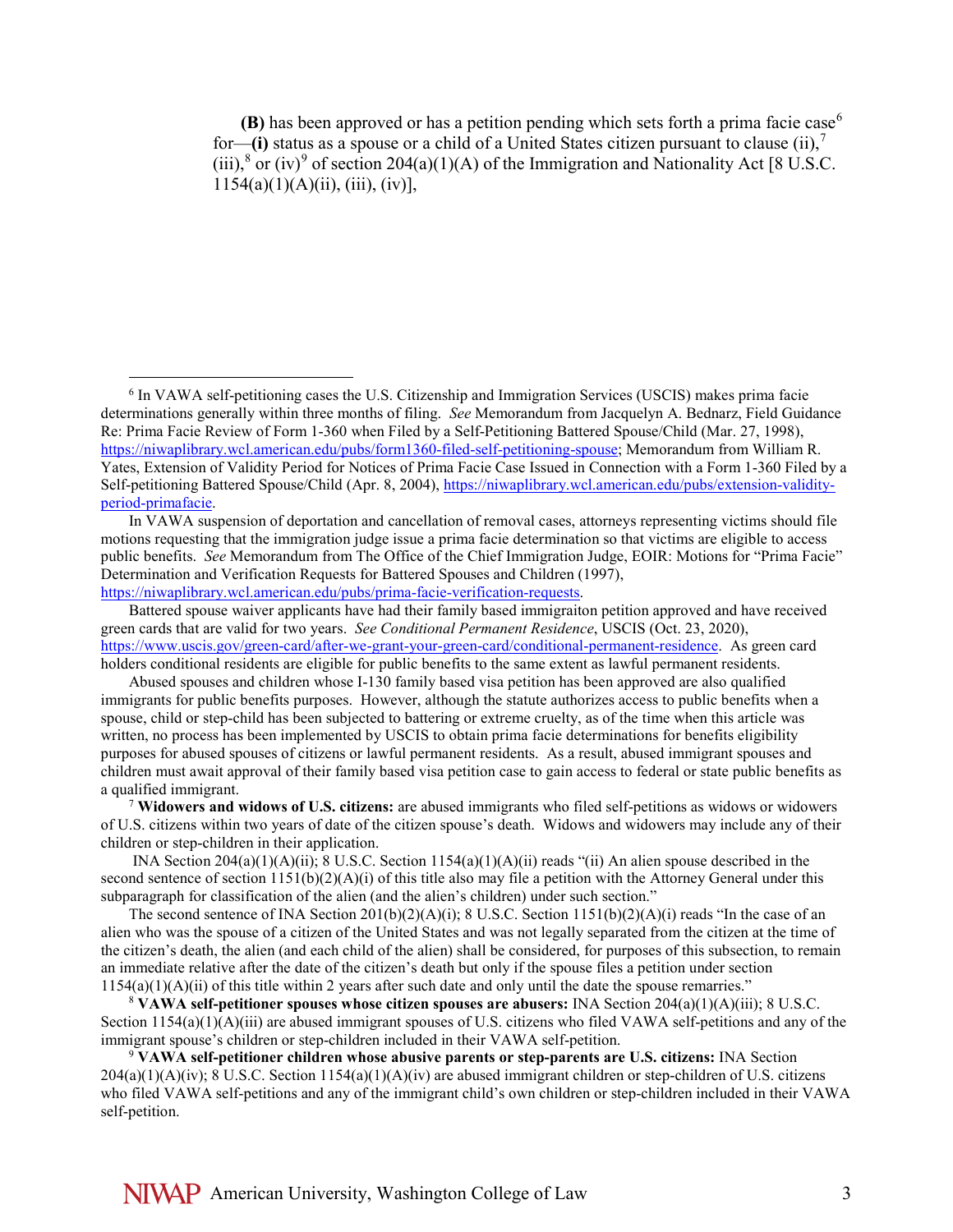**(B)** has been approved or has a petition pending which sets forth a prima facie case[6] for—**(i)** status as a spouse or a child of a United States citizen pursuant to clause (ii),[7] (iii),[8] or (iv)[9] of section 204(a)(1)(A) of the Immigration and Nationality Act [8 U.S.C. 1154(a)(1)(A)(ii), (iii), (iv)],

---

[6] In VAWA self-petitioning cases the U.S. Citizenship and Immigration Services (USCIS) makes prima facie determinations generally within three months of filing. *See* Memorandum from Jacquelyn A. Bednarz, Field Guidance Re: Prima Facie Review of Form 1-360 when Filed by a Self-Petitioning Battered Spouse/Child (Mar. 27, 1998), https://niwaplibrary.wcl.american.edu/pubs/form1360-filed-self-petitioning-spouse; Memorandum from William R. Yates, Extension of Validity Period for Notices of Prima Facie Case Issued in Connection with a Form 1-360 Filed by a Self-petitioning Battered Spouse/Child (Apr. 8, 2004), https://niwaplibrary.wcl.american.edu/pubs/extension-validity-period-primafacie.

In VAWA suspension of deportation and cancellation of removal cases, attorneys representing victims should file motions requesting that the immigration judge issue a prima facie determination so that victims are eligible to access public benefits. *See* Memorandum from The Office of the Chief Immigration Judge, EOIR: Motions for "Prima Facie" Determination and Verification Requests for Battered Spouses and Children (1997), https://niwaplibrary.wcl.american.edu/pubs/prima-facie-verification-requests.

Battered spouse waiver applicants have had their family based immigraiton petition approved and have received green cards that are valid for two years. *See Conditional Permanent Residence*, USCIS (Oct. 23, 2020), https://www.uscis.gov/green-card/after-we-grant-your-green-card/conditional-permanent-residence. As green card holders conditional residents are eligible for public benefits to the same extent as lawful permanent residents.

Abused spouses and children whose I-130 family based visa petition has been approved are also qualified immigrants for public benefits purposes. However, although the statute authorizes access to public benefits when a spouse, child or step-child has been subjected to battering or extreme cruelty, as of the time when this article was written, no process has been implemented by USCIS to obtain prima facie determinations for benefits eligibility purposes for abused spouses of citizens or lawful permanent residents. As a result, abused immigrant spouses and children must await approval of their family based visa petition case to gain access to federal or state public benefits as a qualified immigrant.

[7] **Widowers and widows of U.S. citizens:** are abused immigrants who filed self-petitions as widows or widowers of U.S. citizens within two years of date of the citizen spouse's death. Widows and widowers may include any of their children or step-children in their application.

INA Section 204(a)(1)(A)(ii); 8 U.S.C. Section 1154(a)(1)(A)(ii) reads "(ii) An alien spouse described in the second sentence of section 1151(b)(2)(A)(i) of this title also may file a petition with the Attorney General under this subparagraph for classification of the alien (and the alien's children) under such section."

The second sentence of INA Section 201(b)(2)(A)(i); 8 U.S.C. Section 1151(b)(2)(A)(i) reads "In the case of an alien who was the spouse of a citizen of the United States and was not legally separated from the citizen at the time of the citizen's death, the alien (and each child of the alien) shall be considered, for purposes of this subsection, to remain an immediate relative after the date of the citizen's death but only if the spouse files a petition under section 1154(a)(1)(A)(ii) of this title within 2 years after such date and only until the date the spouse remarries."

[8] **VAWA self-petitioner spouses whose citizen spouses are abusers:** INA Section 204(a)(1)(A)(iii); 8 U.S.C. Section 1154(a)(1)(A)(iii) are abused immigrant spouses of U.S. citizens who filed VAWA self-petitions and any of the immigrant spouse's children or step-children included in their VAWA self-petition.

[9] **VAWA self-petitioner children whose abusive parents or step-parents are U.S. citizens:** INA Section 204(a)(1)(A)(iv); 8 U.S.C. Section 1154(a)(1)(A)(iv) are abused immigrant children or step-children of U.S. citizens who filed VAWA self-petitions and any of the immigrant child's own children or step-children included in their VAWA self-petition.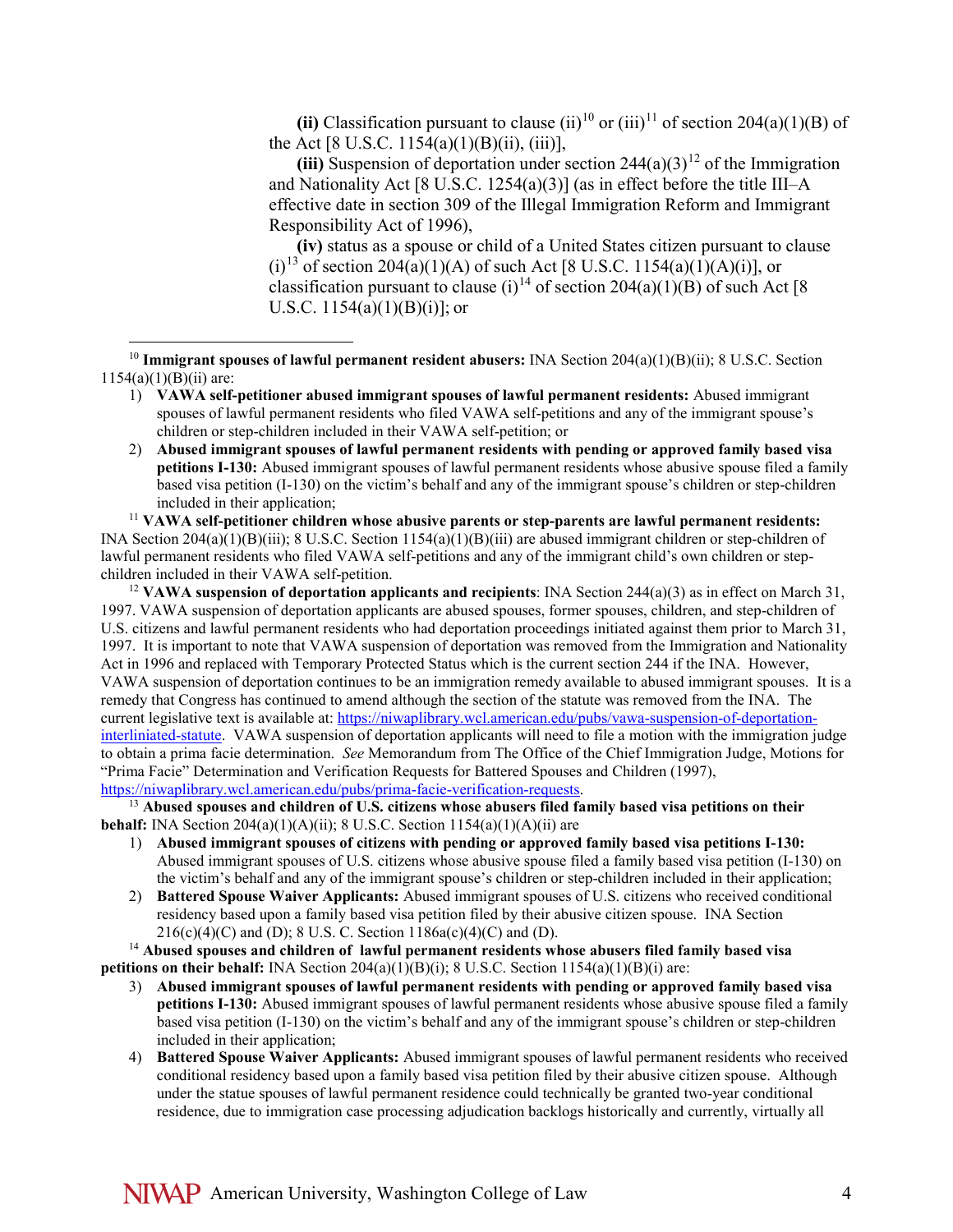**(ii)** Classification pursuant to clause (ii)[10] or (iii)[11] of section 204(a)(1)(B) of the Act [8 U.S.C. 1154(a)(1)(B)(ii), (iii)],

**(iii)** Suspension of deportation under section 244(a)(3)[12] of the Immigration and Nationality Act [8 U.S.C. 1254(a)(3)] (as in effect before the title III–A effective date in section 309 of the Illegal Immigration Reform and Immigrant Responsibility Act of 1996),

**(iv)** status as a spouse or child of a United States citizen pursuant to clause (i)[13] of section 204(a)(1)(A) of such Act [8 U.S.C. 1154(a)(1)(A)(i)], or classification pursuant to clause (i)[14] of section 204(a)(1)(B) of such Act [8 U.S.C. 1154(a)(1)(B)(i)]; or

---

[10] **Immigrant spouses of lawful permanent resident abusers:** INA Section 204(a)(1)(B)(ii); 8 U.S.C. Section 1154(a)(1)(B)(ii) are:

1) **VAWA self-petitioner abused immigrant spouses of lawful permanent residents:** Abused immigrant spouses of lawful permanent residents who filed VAWA self-petitions and any of the immigrant spouse's children or step-children included in their VAWA self-petition; or
2) **Abused immigrant spouses of lawful permanent residents with pending or approved family based visa petitions I-130:** Abused immigrant spouses of lawful permanent residents whose abusive spouse filed a family based visa petition (I-130) on the victim's behalf and any of the immigrant spouse's children or step-children included in their application;

[11] **VAWA self-petitioner children whose abusive parents or step-parents are lawful permanent residents:** INA Section 204(a)(1)(B)(iii); 8 U.S.C. Section 1154(a)(1)(B)(iii) are abused immigrant children or step-children of lawful permanent residents who filed VAWA self-petitions and any of the immigrant child's own children or step-children included in their VAWA self-petition.

[12] **VAWA suspension of deportation applicants and recipients**: INA Section 244(a)(3) as in effect on March 31, 1997. VAWA suspension of deportation applicants are abused spouses, former spouses, children, and step-children of U.S. citizens and lawful permanent residents who had deportation proceedings initiated against them prior to March 31, 1997. It is important to note that VAWA suspension of deportation was removed from the Immigration and Nationality Act in 1996 and replaced with Temporary Protected Status which is the current section 244 if the INA. However, VAWA suspension of deportation continues to be an immigration remedy available to abused immigrant spouses. It is a remedy that Congress has continued to amend although the section of the statute was removed from the INA. The current legislative text is available at: https://niwaplibrary.wcl.american.edu/pubs/vawa-suspension-of-deportation-interliniated-statute. VAWA suspension of deportation applicants will need to file a motion with the immigration judge to obtain a prima facie determination. *See* Memorandum from The Office of the Chief Immigration Judge, Motions for "Prima Facie" Determination and Verification Requests for Battered Spouses and Children (1997), https://niwaplibrary.wcl.american.edu/pubs/prima-facie-verification-requests.

[13] **Abused spouses and children of U.S. citizens whose abusers filed family based visa petitions on their behalf:** INA Section 204(a)(1)(A)(ii); 8 U.S.C. Section 1154(a)(1)(A)(ii) are

1) **Abused immigrant spouses of citizens with pending or approved family based visa petitions I-130:** Abused immigrant spouses of U.S. citizens whose abusive spouse filed a family based visa petition (I-130) on the victim's behalf and any of the immigrant spouse's children or step-children included in their application;
2) **Battered Spouse Waiver Applicants:** Abused immigrant spouses of U.S. citizens who received conditional residency based upon a family based visa petition filed by their abusive citizen spouse. INA Section 216(c)(4)(C) and (D); 8 U.S. C. Section 1186a(c)(4)(C) and (D).

[14] **Abused spouses and children of lawful permanent residents whose abusers filed family based visa petitions on their behalf:** INA Section 204(a)(1)(B)(i); 8 U.S.C. Section 1154(a)(1)(B)(i) are:

3) **Abused immigrant spouses of lawful permanent residents with pending or approved family based visa petitions I-130:** Abused immigrant spouses of lawful permanent residents whose abusive spouse filed a family based visa petition (I-130) on the victim's behalf and any of the immigrant spouse's children or step-children included in their application;
4) **Battered Spouse Waiver Applicants:** Abused immigrant spouses of lawful permanent residents who received conditional residency based upon a family based visa petition filed by their abusive citizen spouse. Although under the statue spouses of lawful permanent residence could technically be granted two-year conditional residence, due to immigration case processing adjudication backlogs historically and currently, virtually all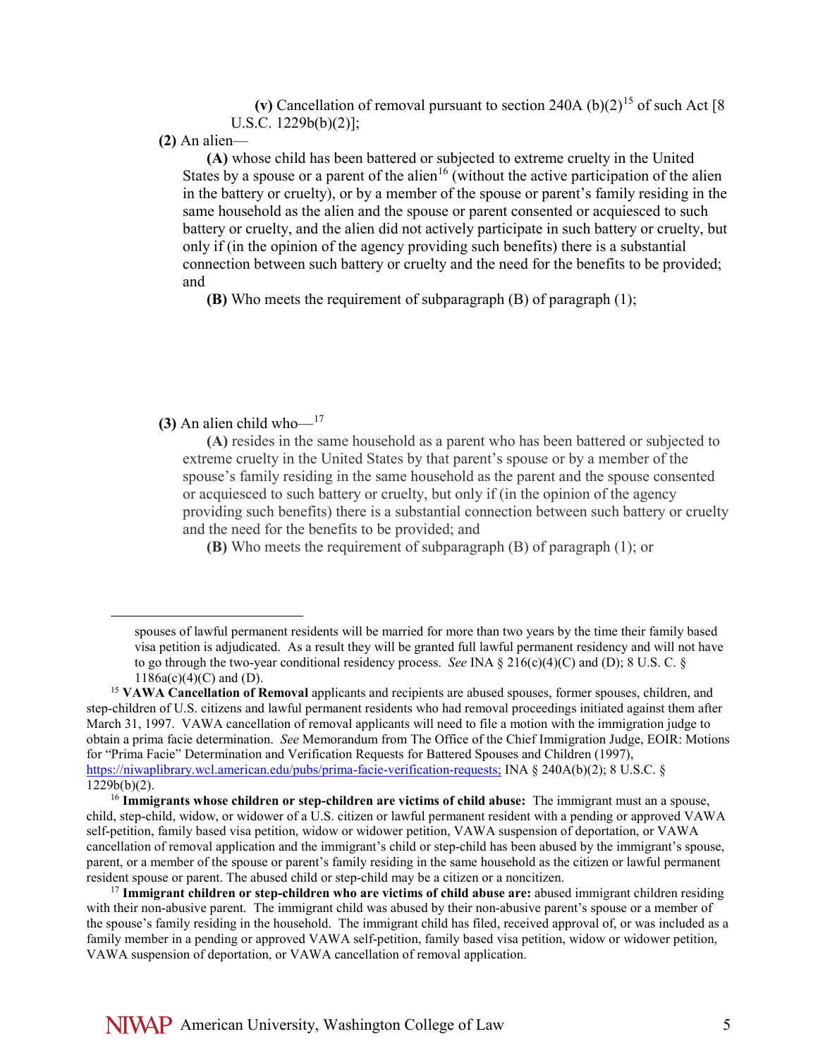**(v)** Cancellation of removal pursuant to section 240A (b)(2)[15] of such Act [8 U.S.C. 1229b(b)(2)];

**(2)** An alien—

**(A)** whose child has been battered or subjected to extreme cruelty in the United States by a spouse or a parent of the alien[16] (without the active participation of the alien in the battery or cruelty), or by a member of the spouse or parent's family residing in the same household as the alien and the spouse or parent consented or acquiesced to such battery or cruelty, and the alien did not actively participate in such battery or cruelty, but only if (in the opinion of the agency providing such benefits) there is a substantial connection between such battery or cruelty and the need for the benefits to be provided; and

**(B)** Who meets the requirement of subparagraph (B) of paragraph (1);

**(3)** An alien child who—[17]

**(A)** resides in the same household as a parent who has been battered or subjected to extreme cruelty in the United States by that parent's spouse or by a member of the spouse's family residing in the same household as the parent and the spouse consented or acquiesced to such battery or cruelty, but only if (in the opinion of the agency providing such benefits) there is a substantial connection between such battery or cruelty and the need for the benefits to be provided; and

**(B)** Who meets the requirement of subparagraph (B) of paragraph (1); or

---

spouses of lawful permanent residents will be married for more than two years by the time their family based visa petition is adjudicated. As a result they will be granted full lawful permanent residency and will not have to go through the two-year conditional residency process. *See* INA § 216(c)(4)(C) and (D); 8 U.S. C. § 1186a(c)(4)(C) and (D).

[15] **VAWA Cancellation of Removal** applicants and recipients are abused spouses, former spouses, children, and step-children of U.S. citizens and lawful permanent residents who had removal proceedings initiated against them after March 31, 1997. VAWA cancellation of removal applicants will need to file a motion with the immigration judge to obtain a prima facie determination. *See* Memorandum from The Office of the Chief Immigration Judge, EOIR: Motions for "Prima Facie" Determination and Verification Requests for Battered Spouses and Children (1997), https://niwaplibrary.wcl.american.edu/pubs/prima-facie-verification-requests; INA § 240A(b)(2); 8 U.S.C. § 1229b(b)(2).

[16] **Immigrants whose children or step-children are victims of child abuse:** The immigrant must an a spouse, child, step-child, widow, or widower of a U.S. citizen or lawful permanent resident with a pending or approved VAWA self-petition, family based visa petition, widow or widower petition, VAWA suspension of deportation, or VAWA cancellation of removal application and the immigrant's child or step-child has been abused by the immigrant's spouse, parent, or a member of the spouse or parent's family residing in the same household as the citizen or lawful permanent resident spouse or parent. The abused child or step-child may be a citizen or a noncitizen.

[17] **Immigrant children or step-children who are victims of child abuse are:** abused immigrant children residing with their non-abusive parent. The immigrant child was abused by their non-abusive parent's spouse or a member of the spouse's family residing in the household. The immigrant child has filed, received approval of, or was included as a family member in a pending or approved VAWA self-petition, family based visa petition, widow or widower petition, VAWA suspension of deportation, or VAWA cancellation of removal application.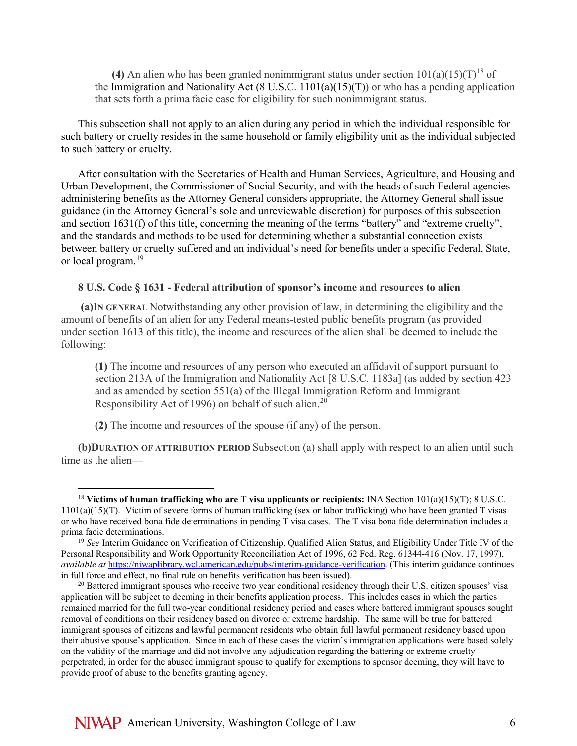(4) An alien who has been granted nonimmigrant status under section 101(a)(15)(T)[18] of the Immigration and Nationality Act (8 U.S.C. 1101(a)(15)(T)) or who has a pending application that sets forth a prima facie case for eligibility for such nonimmigrant status.

This subsection shall not apply to an alien during any period in which the individual responsible for such battery or cruelty resides in the same household or family eligibility unit as the individual subjected to such battery or cruelty.

After consultation with the Secretaries of Health and Human Services, Agriculture, and Housing and Urban Development, the Commissioner of Social Security, and with the heads of such Federal agencies administering benefits as the Attorney General considers appropriate, the Attorney General shall issue guidance (in the Attorney General's sole and unreviewable discretion) for purposes of this subsection and section 1631(f) of this title, concerning the meaning of the terms "battery" and "extreme cruelty", and the standards and methods to be used for determining whether a substantial connection exists between battery or cruelty suffered and an individual's need for benefits under a specific Federal, State, or local program.[19]

**8 U.S. Code § 1631 - Federal attribution of sponsor's income and resources to alien**

**(a) In general** Notwithstanding any other provision of law, in determining the eligibility and the amount of benefits of an alien for any Federal means-tested public benefits program (as provided under section 1613 of this title), the income and resources of the alien shall be deemed to include the following:

**(1)** The income and resources of any person who executed an affidavit of support pursuant to section 213A of the Immigration and Nationality Act [8 U.S.C. 1183a] (as added by section 423 and as amended by section 551(a) of the Illegal Immigration Reform and Immigrant Responsibility Act of 1996) on behalf of such alien.[20]

**(2)** The income and resources of the spouse (if any) of the person.

**(b) Duration of attribution period** Subsection (a) shall apply with respect to an alien until such time as the alien—

---

[18] **Victims of human trafficking who are T visa applicants or recipients:** INA Section 101(a)(15)(T); 8 U.S.C. 1101(a)(15)(T). Victim of severe forms of human trafficking (sex or labor trafficking) who have been granted T visas or who have received bona fide determinations in pending T visa cases. The T visa bona fide determination includes a prima facie determinations.

[19] *See* Interim Guidance on Verification of Citizenship, Qualified Alien Status, and Eligibility Under Title IV of the Personal Responsibility and Work Opportunity Reconciliation Act of 1996, 62 Fed. Reg. 61344-416 (Nov. 17, 1997), *available at* https://niwaplibrary.wcl.american.edu/pubs/interim-guidance-verification. (This interim guidance continues in full force and effect, no final rule on benefits verification has been issued).

[20] Battered immigrant spouses who receive two year conditional residency through their U.S. citizen spouses' visa application will be subject to deeming in their benefits application process. This includes cases in which the parties remained married for the full two-year conditional residency period and cases where battered immigrant spouses sought removal of conditions on their residency based on divorce or extreme hardship. The same will be true for battered immigrant spouses of citizens and lawful permanent residents who obtain full lawful permanent residency based upon their abusive spouse's application. Since in each of these cases the victim's immigration applications were based solely on the validity of the marriage and did not involve any adjudication regarding the battering or extreme cruelty perpetrated, in order for the abused immigrant spouse to qualify for exemptions to sponsor deeming, they will have to provide proof of abuse to the benefits granting agency.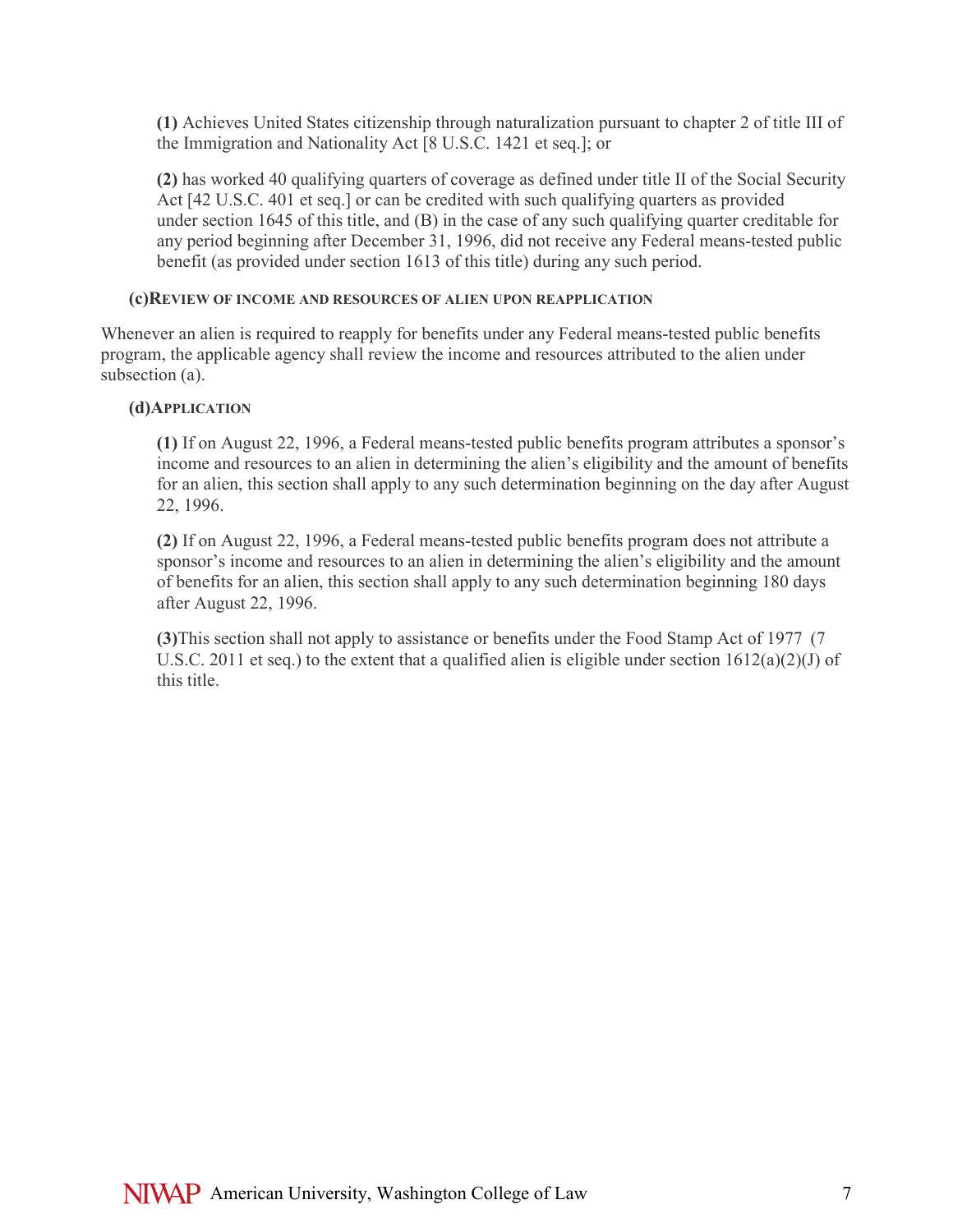**(1)** Achieves United States citizenship through naturalization pursuant to chapter 2 of title III of the Immigration and Nationality Act [8 U.S.C. 1421 et seq.]; or

**(2)** has worked 40 qualifying quarters of coverage as defined under title II of the Social Security Act [42 U.S.C. 401 et seq.] or can be credited with such qualifying quarters as provided under section 1645 of this title, and (B) in the case of any such qualifying quarter creditable for any period beginning after December 31, 1996, did not receive any Federal means-tested public benefit (as provided under section 1613 of this title) during any such period.

**(c) REVIEW OF INCOME AND RESOURCES OF ALIEN UPON REAPPLICATION**

Whenever an alien is required to reapply for benefits under any Federal means-tested public benefits program, the applicable agency shall review the income and resources attributed to the alien under subsection (a).

**(d) APPLICATION**

**(1)** If on August 22, 1996, a Federal means-tested public benefits program attributes a sponsor's income and resources to an alien in determining the alien's eligibility and the amount of benefits for an alien, this section shall apply to any such determination beginning on the day after August 22, 1996.

**(2)** If on August 22, 1996, a Federal means-tested public benefits program does not attribute a sponsor's income and resources to an alien in determining the alien's eligibility and the amount of benefits for an alien, this section shall apply to any such determination beginning 180 days after August 22, 1996.

**(3)** This section shall not apply to assistance or benefits under the Food Stamp Act of 1977 (7 U.S.C. 2011 et seq.) to the extent that a qualified alien is eligible under section 1612(a)(2)(J) of this title.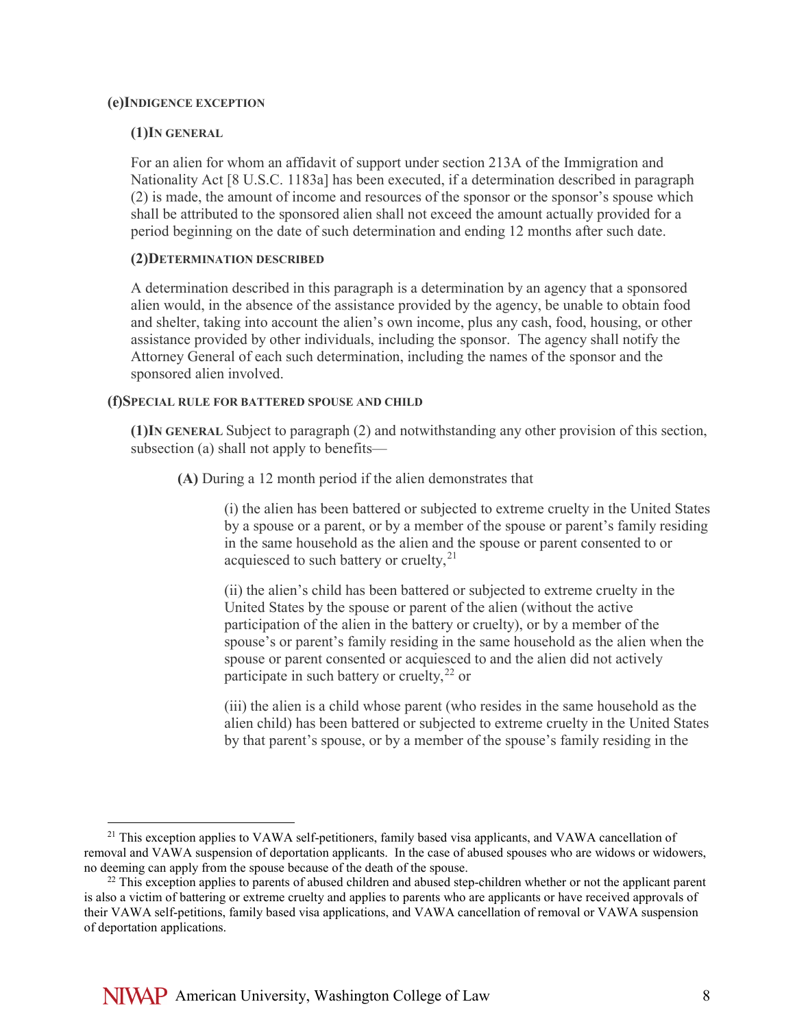**(e) INDIGENCE EXCEPTION**

**(1) IN GENERAL**

For an alien for whom an affidavit of support under section 213A of the Immigration and Nationality Act [8 U.S.C. 1183a] has been executed, if a determination described in paragraph (2) is made, the amount of income and resources of the sponsor or the sponsor's spouse which shall be attributed to the sponsored alien shall not exceed the amount actually provided for a period beginning on the date of such determination and ending 12 months after such date.

**(2) DETERMINATION DESCRIBED**

A determination described in this paragraph is a determination by an agency that a sponsored alien would, in the absence of the assistance provided by the agency, be unable to obtain food and shelter, taking into account the alien's own income, plus any cash, food, housing, or other assistance provided by other individuals, including the sponsor. The agency shall notify the Attorney General of each such determination, including the names of the sponsor and the sponsored alien involved.

**(f) SPECIAL RULE FOR BATTERED SPOUSE AND CHILD**

**(1) IN GENERAL** Subject to paragraph (2) and notwithstanding any other provision of this section, subsection (a) shall not apply to benefits—

**(A)** During a 12 month period if the alien demonstrates that

(i) the alien has been battered or subjected to extreme cruelty in the United States by a spouse or a parent, or by a member of the spouse or parent's family residing in the same household as the alien and the spouse or parent consented to or acquiesced to such battery or cruelty,[21]

(ii) the alien's child has been battered or subjected to extreme cruelty in the United States by the spouse or parent of the alien (without the active participation of the alien in the battery or cruelty), or by a member of the spouse's or parent's family residing in the same household as the alien when the spouse or parent consented or acquiesced to and the alien did not actively participate in such battery or cruelty,[22] or

(iii) the alien is a child whose parent (who resides in the same household as the alien child) has been battered or subjected to extreme cruelty in the United States by that parent's spouse, or by a member of the spouse's family residing in the

---

[21] This exception applies to VAWA self-petitioners, family based visa applicants, and VAWA cancellation of removal and VAWA suspension of deportation applicants. In the case of abused spouses who are widows or widowers, no deeming can apply from the spouse because of the death of the spouse.

[22] This exception applies to parents of abused children and abused step-children whether or not the applicant parent is also a victim of battering or extreme cruelty and applies to parents who are applicants or have received approvals of their VAWA self-petitions, family based visa applications, and VAWA cancellation of removal or VAWA suspension of deportation applications.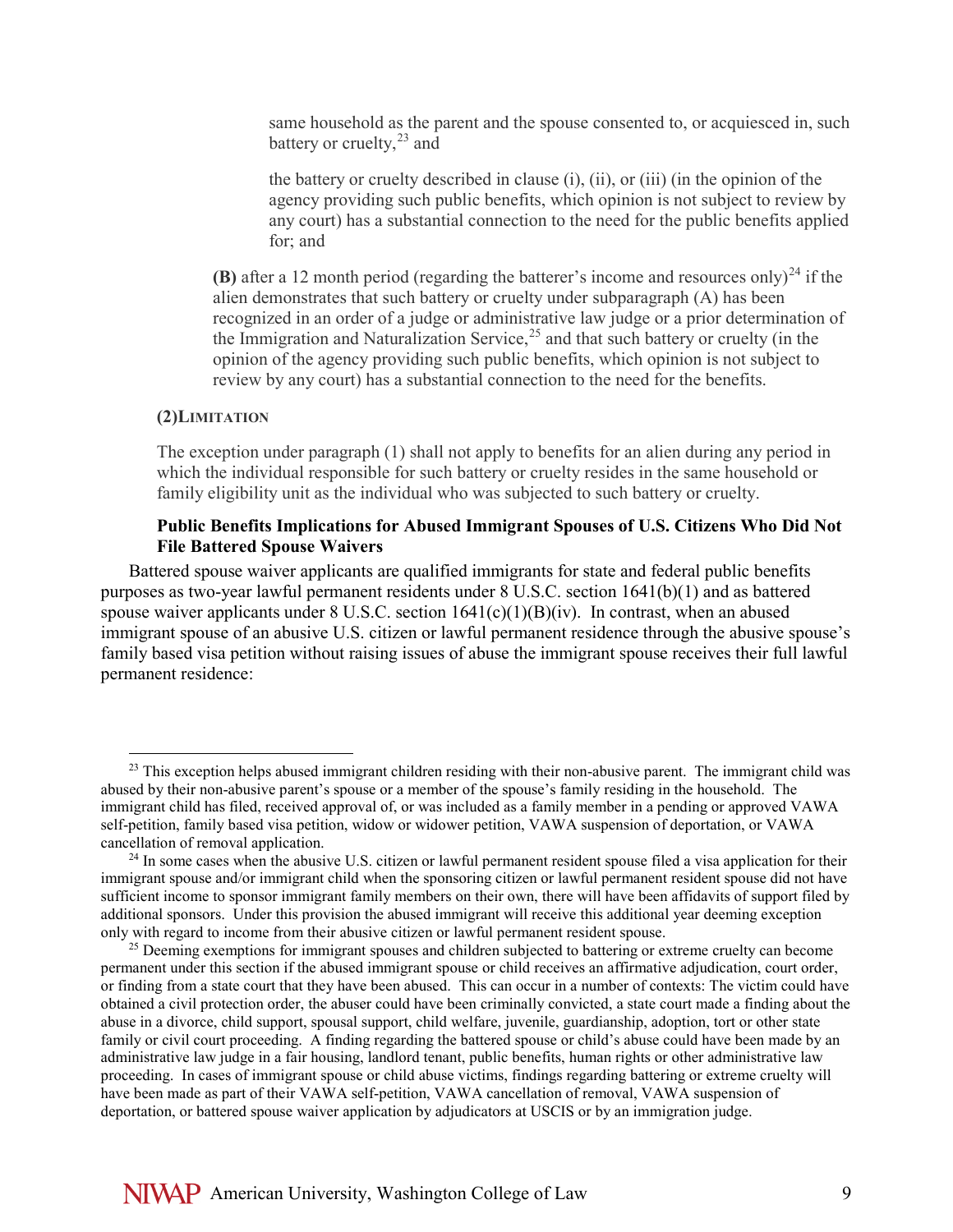same household as the parent and the spouse consented to, or acquiesced in, such battery or cruelty,[23] and

the battery or cruelty described in clause (i), (ii), or (iii) (in the opinion of the agency providing such public benefits, which opinion is not subject to review by any court) has a substantial connection to the need for the public benefits applied for; and

**(B)** after a 12 month period (regarding the batterer's income and resources only)[24] if the alien demonstrates that such battery or cruelty under subparagraph (A) has been recognized in an order of a judge or administrative law judge or a prior determination of the Immigration and Naturalization Service,[25] and that such battery or cruelty (in the opinion of the agency providing such public benefits, which opinion is not subject to review by any court) has a substantial connection to the need for the benefits.

**(2)LIMITATION**

The exception under paragraph (1) shall not apply to benefits for an alien during any period in which the individual responsible for such battery or cruelty resides in the same household or family eligibility unit as the individual who was subjected to such battery or cruelty.

**Public Benefits Implications for Abused Immigrant Spouses of U.S. Citizens Who Did Not File Battered Spouse Waivers**

Battered spouse waiver applicants are qualified immigrants for state and federal public benefits purposes as two-year lawful permanent residents under 8 U.S.C. section 1641(b)(1) and as battered spouse waiver applicants under 8 U.S.C. section 1641(c)(1)(B)(iv). In contrast, when an abused immigrant spouse of an abusive U.S. citizen or lawful permanent residence through the abusive spouse's family based visa petition without raising issues of abuse the immigrant spouse receives their full lawful permanent residence:

---

[23] This exception helps abused immigrant children residing with their non-abusive parent. The immigrant child was abused by their non-abusive parent's spouse or a member of the spouse's family residing in the household. The immigrant child has filed, received approval of, or was included as a family member in a pending or approved VAWA self-petition, family based visa petition, widow or widower petition, VAWA suspension of deportation, or VAWA cancellation of removal application.

[24] In some cases when the abusive U.S. citizen or lawful permanent resident spouse filed a visa application for their immigrant spouse and/or immigrant child when the sponsoring citizen or lawful permanent resident spouse did not have sufficient income to sponsor immigrant family members on their own, there will have been affidavits of support filed by additional sponsors. Under this provision the abused immigrant will receive this additional year deeming exception only with regard to income from their abusive citizen or lawful permanent resident spouse.

[25] Deeming exemptions for immigrant spouses and children subjected to battering or extreme cruelty can become permanent under this section if the abused immigrant spouse or child receives an affirmative adjudication, court order, or finding from a state court that they have been abused. This can occur in a number of contexts: The victim could have obtained a civil protection order, the abuser could have been criminally convicted, a state court made a finding about the abuse in a divorce, child support, spousal support, child welfare, juvenile, guardianship, adoption, tort or other state family or civil court proceeding. A finding regarding the battered spouse or child's abuse could have been made by an administrative law judge in a fair housing, landlord tenant, public benefits, human rights or other administrative law proceeding. In cases of immigrant spouse or child abuse victims, findings regarding battering or extreme cruelty will have been made as part of their VAWA self-petition, VAWA cancellation of removal, VAWA suspension of deportation, or battered spouse waiver application by adjudicators at USCIS or by an immigration judge.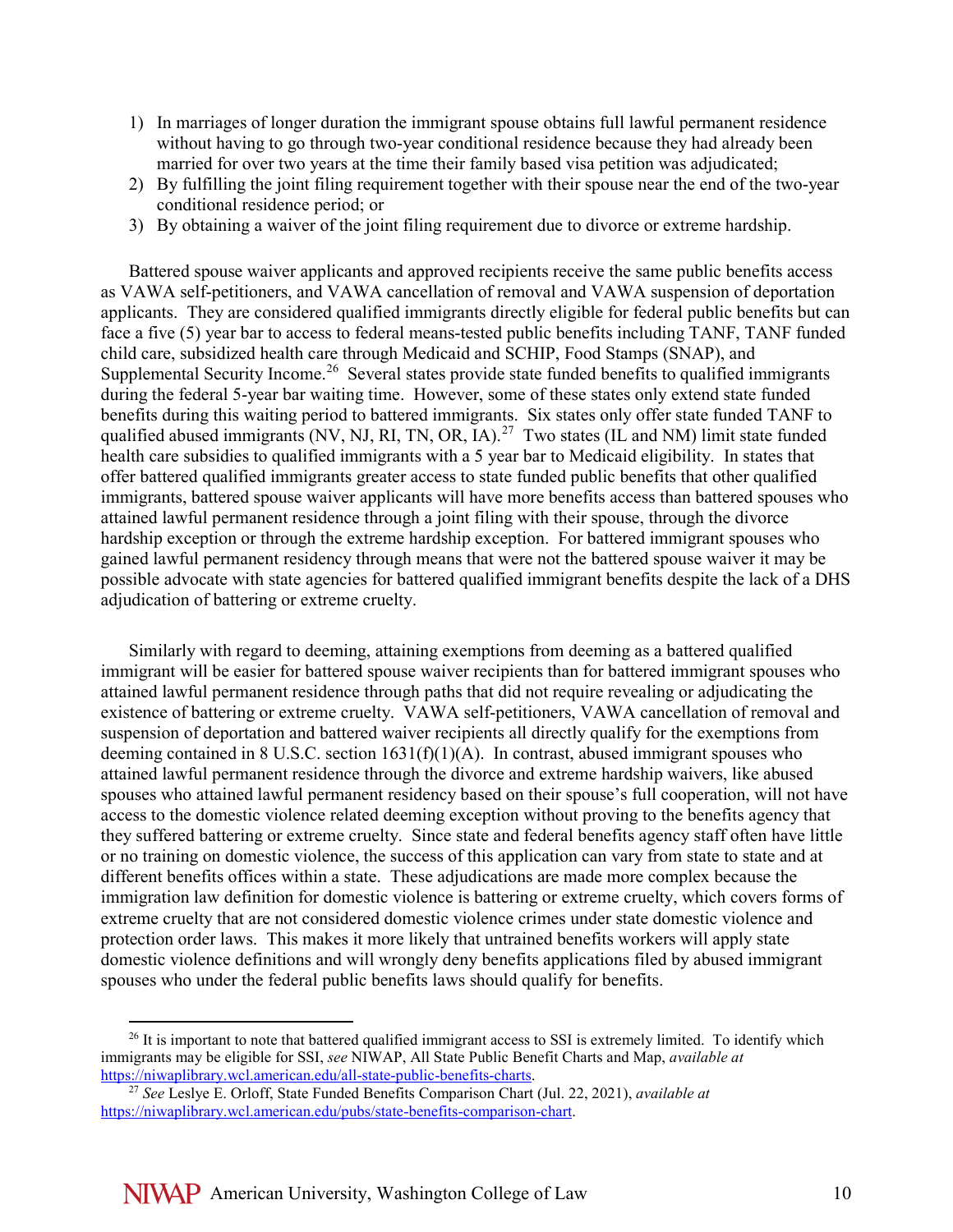1) In marriages of longer duration the immigrant spouse obtains full lawful permanent residence without having to go through two-year conditional residence because they had already been married for over two years at the time their family based visa petition was adjudicated;
2) By fulfilling the joint filing requirement together with their spouse near the end of the two-year conditional residence period; or
3) By obtaining a waiver of the joint filing requirement due to divorce or extreme hardship.

Battered spouse waiver applicants and approved recipients receive the same public benefits access as VAWA self-petitioners, and VAWA cancellation of removal and VAWA suspension of deportation applicants. They are considered qualified immigrants directly eligible for federal public benefits but can face a five (5) year bar to access to federal means-tested public benefits including TANF, TANF funded child care, subsidized health care through Medicaid and SCHIP, Food Stamps (SNAP), and Supplemental Security Income.[26] Several states provide state funded benefits to qualified immigrants during the federal 5-year bar waiting time. However, some of these states only extend state funded benefits during this waiting period to battered immigrants. Six states only offer state funded TANF to qualified abused immigrants (NV, NJ, RI, TN, OR, IA).[27] Two states (IL and NM) limit state funded health care subsidies to qualified immigrants with a 5 year bar to Medicaid eligibility. In states that offer battered qualified immigrants greater access to state funded public benefits that other qualified immigrants, battered spouse waiver applicants will have more benefits access than battered spouses who attained lawful permanent residence through a joint filing with their spouse, through the divorce hardship exception or through the extreme hardship exception. For battered immigrant spouses who gained lawful permanent residency through means that were not the battered spouse waiver it may be possible advocate with state agencies for battered qualified immigrant benefits despite the lack of a DHS adjudication of battering or extreme cruelty.

Similarly with regard to deeming, attaining exemptions from deeming as a battered qualified immigrant will be easier for battered spouse waiver recipients than for battered immigrant spouses who attained lawful permanent residence through paths that did not require revealing or adjudicating the existence of battering or extreme cruelty. VAWA self-petitioners, VAWA cancellation of removal and suspension of deportation and battered waiver recipients all directly qualify for the exemptions from deeming contained in 8 U.S.C. section 1631(f)(1)(A). In contrast, abused immigrant spouses who attained lawful permanent residence through the divorce and extreme hardship waivers, like abused spouses who attained lawful permanent residency based on their spouse's full cooperation, will not have access to the domestic violence related deeming exception without proving to the benefits agency that they suffered battering or extreme cruelty. Since state and federal benefits agency staff often have little or no training on domestic violence, the success of this application can vary from state to state and at different benefits offices within a state. These adjudications are made more complex because the immigration law definition for domestic violence is battering or extreme cruelty, which covers forms of extreme cruelty that are not considered domestic violence crimes under state domestic violence and protection order laws. This makes it more likely that untrained benefits workers will apply state domestic violence definitions and will wrongly deny benefits applications filed by abused immigrant spouses who under the federal public benefits laws should qualify for benefits.

---

[26] It is important to note that battered qualified immigrant access to SSI is extremely limited. To identify which immigrants may be eligible for SSI, *see* NIWAP, All State Public Benefit Charts and Map, *available at* https://niwaplibrary.wcl.american.edu/all-state-public-benefits-charts.

[27] *See* Leslye E. Orloff, State Funded Benefits Comparison Chart (Jul. 22, 2021), *available at* https://niwaplibrary.wcl.american.edu/pubs/state-benefits-comparison-chart.